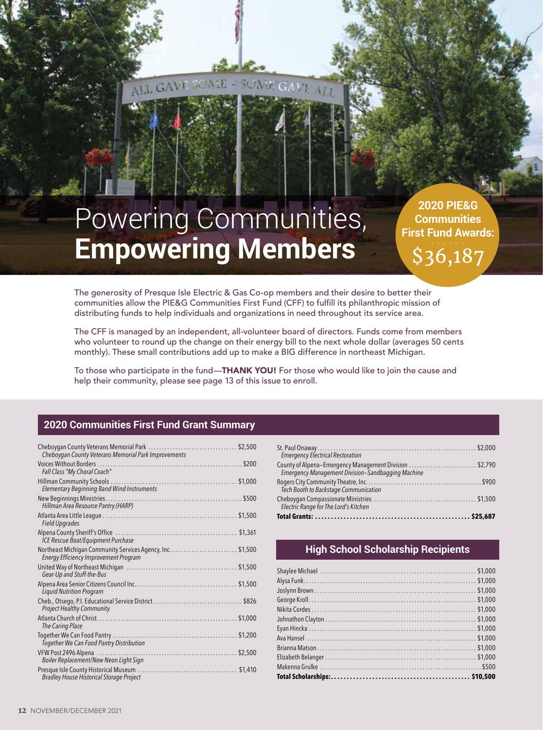# Powering Communities, **Empowering Members**

**2020 PIE&G Communities First Fund Awards: $36,187**

The generosity of Presque Isle Electric & Gas Co-op members and their desire to better their communities allow the PIE&G Communities First Fund (CFF) to fulfill its philanthropic mission of distributing funds to help individuals and organizations in need throughout its service area.

The CFF is managed by an independent, all-volunteer board of directors. Funds come from members who volunteer to round up the change on their energy bill to the next whole dollar (averages 50 cents monthly). These small contributions add up to make a BIG difference in northeast Michigan.

To those who participate in the fund—**THANK YOU!** For those who would like to join the cause and help their community, please see page 13 of this issue to enroll.

## 2020 Communities First Fund Grant Summary

| Recipient / Project | Amount |
|---|---|
| Cheboygan County Veterans Memorial Park<br>*Cheboygan County Veterans Memorial Park Improvements* | $2,500 |
| Voices Without Borders<br>*Fall Class "My Choral Coach"* | $200 |
| Hillman Community Schools<br>*Elementary Beginning Band Wind Instruments* | $1,000 |
| New Beginnings Ministries<br>*Hillman Area Resource Pantry (HARP)* | $500 |
| Atlanta Area Little League<br>*Field Upgrades* | $1,500 |
| Alpena County Sheriff's Office<br>*ICE Rescue Boat/Equipment Purchase* | $1,361 |
| Northeast Michigan Community Services Agency, Inc.<br>*Energy Efficiency Improvement Program* | $1,500 |
| United Way of Northeast Michigan<br>*Gear-Up and Stuff-the-Bus* | $1,500 |
| Alpena Area Senior Citizens Council Inc.<br>*Liquid Nutrition Program* | $1,500 |
| Cheb., Otsego, P.I. Educational Service District<br>*Project Healthy Community* | $826 |
| Atlanta Church of Christ<br>*The Caring Place* | $1,000 |
| Together We Can Food Pantry<br>*Together We Can Food Pantry Distribution* | $1,200 |
| VFW Post 2496 Alpena<br>*Boiler Replacement/New Neon Light Sign* | $2,500 |
| Presque Isle County Historical Museum<br>*Bradley House Historical Storage Project* | $1,410 |
| St. Paul Onaway<br>*Emergency Electrical Restoration* | $2,000 |
| County of Alpena–Emergency Management Division<br>*Emergency Management Division–Sandbagging Machine* | $2,790 |
| Rogers City Community Theatre, Inc.<br>*Tech Booth to Backstage Communication* | $900 |
| Cheboygan Compassionate Ministries<br>*Electric Range for The Lord's Kitchen* | $1,500 |
| **Total Grants:** | **$25,687** |

## High School Scholarship Recipients

| Recipient | Amount |
|---|---|
| Shaylee Michael | $1,000 |
| Alysa Funk | $1,000 |
| Joslynn Brown | $1,000 |
| George Kroll | $1,000 |
| Nikita Cordes | $1,000 |
| Johnathon Clayton | $1,000 |
| Eyan Hincka | $1,000 |
| Ava Hansel | $1,000 |
| Brianna Matson | $1,000 |
| Elizabeth Belanger | $1,000 |
| Makenna Grulke | $500 |
| **Total Scholarships:** | **$10,500** |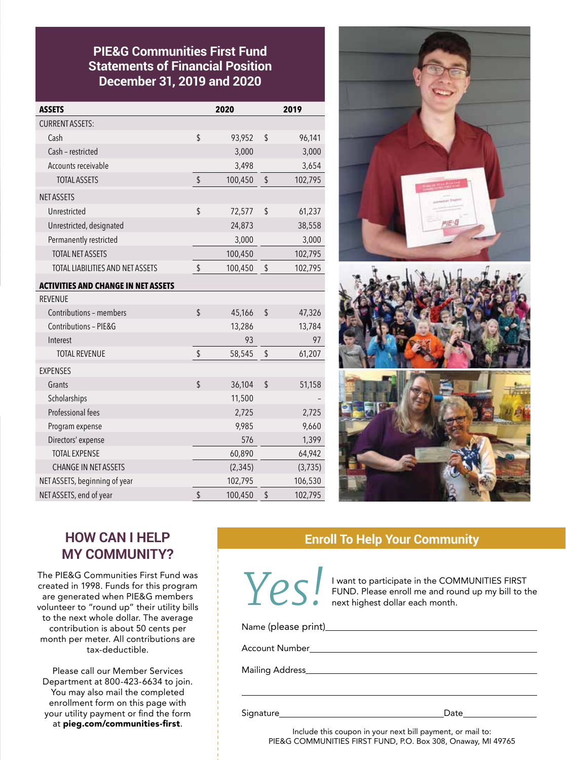# PIE&G Communities First Fund Statements of Financial Position December 31, 2019 and 2020

| ASSETS | | 2020 | | 2019 |
|---|---|---|---|---|
| CURRENT ASSETS: | | | | |
| Cash | $ | 93,952 | $ | 96,141 |
| Cash – restricted | | 3,000 | | 3,000 |
| Accounts receivable | | 3,498 | | 3,654 |
| TOTAL ASSETS | $ | 100,450 | $ | 102,795 |
| NET ASSETS | | | | |
| Unrestricted | $ | 72,577 | $ | 61,237 |
| Unrestricted, designated | | 24,873 | | 38,558 |
| Permanently restricted | | 3,000 | | 3,000 |
| TOTAL NET ASSETS | | 100,450 | | 102,795 |
| TOTAL LIABILITIES AND NET ASSETS | $ | 100,450 | $ | 102,795 |
| **ACTIVITIES AND CHANGE IN NET ASSETS** | | | | |
| REVENUE | | | | |
| Contributions – members | $ | 45,166 | $ | 47,326 |
| Contributions – PIE&G | | 13,286 | | 13,784 |
| Interest | | 93 | | 97 |
| TOTAL REVENUE | $ | 58,545 | $ | 61,207 |
| EXPENSES | | | | |
| Grants | $ | 36,104 | $ | 51,158 |
| Scholarships | | 11,500 | | – |
| Professional fees | | 2,725 | | 2,725 |
| Program expense | | 9,985 | | 9,660 |
| Directors' expense | | 576 | | 1,399 |
| TOTAL EXPENSE | | 60,890 | | 64,942 |
| CHANGE IN NET ASSETS | | (2,345) | | (3,735) |
| NET ASSETS, beginning of year | | 102,795 | | 106,530 |
| NET ASSETS, end of year | $ | 100,450 | $ | 102,795 |

## HOW CAN I HELP MY COMMUNITY?

The PIE&G Communities First Fund was created in 1998. Funds for this program are generated when PIE&G members volunteer to "round up" their utility bills to the next whole dollar. The average contribution is about 50 cents per month per meter. All contributions are tax-deductible.

Please call our Member Services Department at 800-423-6634 to join. You may also mail the completed enrollment form on this page with your utility payment or find the form at **pieg.com/communities-first**.

## Enroll To Help Your Community

*Yes!* I want to participate in the COMMUNITIES FIRST FUND. Please enroll me and round up my bill to the next highest dollar each month.

Name (please print)\_\_\_\_\_\_\_\_\_\_\_\_\_\_\_\_\_\_\_\_\_\_\_\_\_\_\_\_\_\_

Account Number\_\_\_\_\_\_\_\_\_\_\_\_\_\_\_\_\_\_\_\_\_\_\_\_\_\_\_\_\_\_

Mailing Address\_\_\_\_\_\_\_\_\_\_\_\_\_\_\_\_\_\_\_\_\_\_\_\_\_\_\_\_\_\_

Signature\_\_\_\_\_\_\_\_\_\_\_\_\_\_\_\_\_\_\_\_ Date\_\_\_\_\_\_\_\_\_\_

Include this coupon in your next bill payment, or mail to:
PIE&G COMMUNITIES FIRST FUND, P.O. Box 308, Onaway, MI 49765